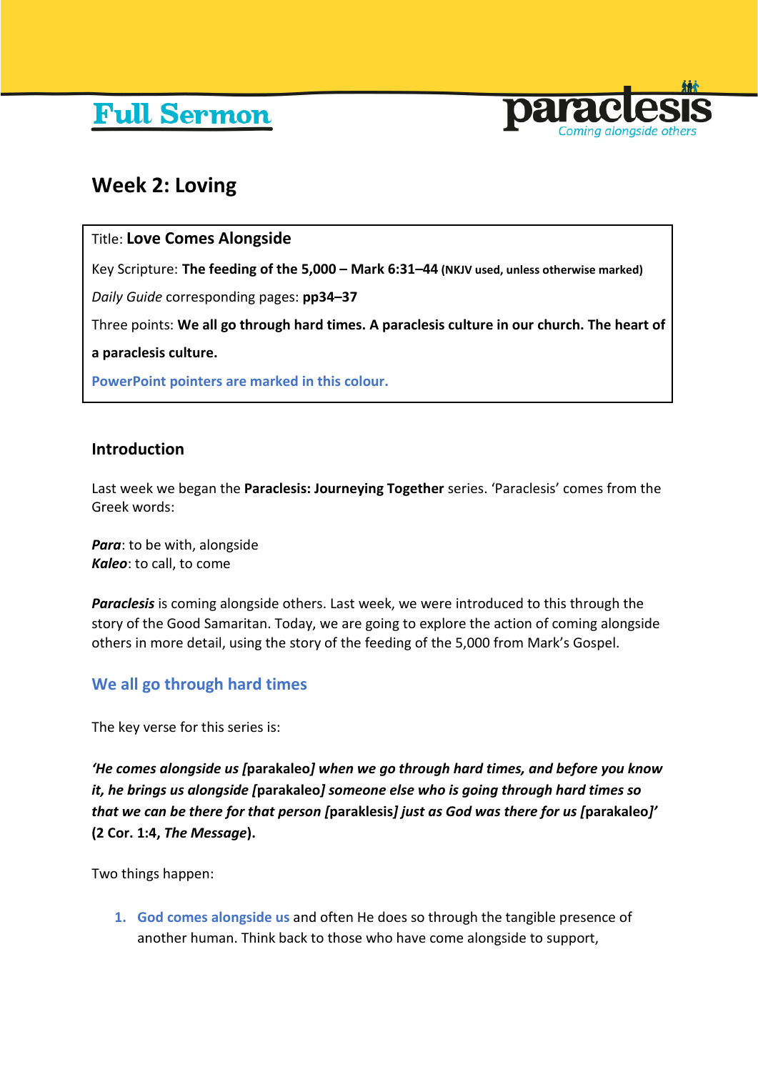# Full Sermon

paraclesis
Coming alongside others

## Week 2: Loving

Title: **Love Comes Alongside**

Key Scripture: **The feeding of the 5,000 – Mark 6:31–44 (NKJV used, unless otherwise marked)**

*Daily Guide* corresponding pages: **pp34–37**

Three points: **We all go through hard times. A paraclesis culture in our church. The heart of a paraclesis culture.**

PowerPoint pointers are marked in this colour.

### Introduction

Last week we began the **Paraclesis: Journeying Together** series. 'Paraclesis' comes from the Greek words:

***Para***: to be with, alongside
***Kaleo***: to call, to come

***Paraclesis*** is coming alongside others. Last week, we were introduced to this through the story of the Good Samaritan. Today, we are going to explore the action of coming alongside others in more detail, using the story of the feeding of the 5,000 from Mark's Gospel.

### We all go through hard times

The key verse for this series is:

***'He comes alongside us [*****parakaleo*****] when we go through hard times, and before you know it, he brings us alongside [*****parakaleo*****] someone else who is going through hard times so that we can be there for that person [*****paraklesis*****] just as God was there for us [*****parakaleo*****]'* (2 Cor. 1:4, *The Message*).**

Two things happen:

1. God comes alongside us and often He does so through the tangible presence of another human. Think back to those who have come alongside to support,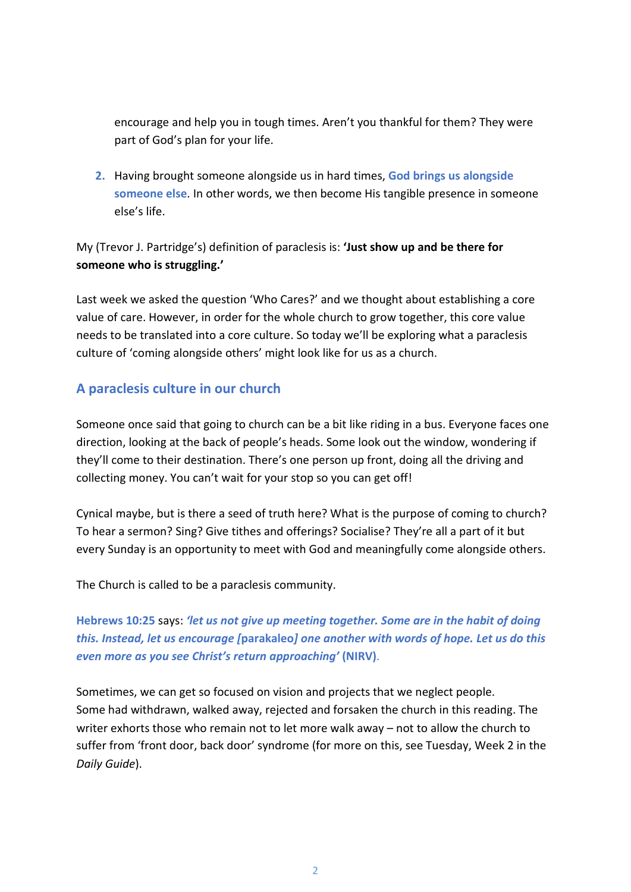encourage and help you in tough times. Aren't you thankful for them? They were part of God's plan for your life.

2. Having brought someone alongside us in hard times, **God brings us alongside someone else**. In other words, we then become His tangible presence in someone else's life.

My (Trevor J. Partridge's) definition of paraclesis is: **'Just show up and be there for someone who is struggling.'**

Last week we asked the question 'Who Cares?' and we thought about establishing a core value of care. However, in order for the whole church to grow together, this core value needs to be translated into a core culture. So today we'll be exploring what a paraclesis culture of 'coming alongside others' might look like for us as a church.

## A paraclesis culture in our church

Someone once said that going to church can be a bit like riding in a bus. Everyone faces one direction, looking at the back of people's heads. Some look out the window, wondering if they'll come to their destination. There's one person up front, doing all the driving and collecting money. You can't wait for your stop so you can get off!

Cynical maybe, but is there a seed of truth here? What is the purpose of coming to church? To hear a sermon? Sing? Give tithes and offerings? Socialise? They're all a part of it but every Sunday is an opportunity to meet with God and meaningfully come alongside others.

The Church is called to be a paraclesis community.

**Hebrews 10:25** says: ***'let us not give up meeting together. Some are in the habit of doing this. Instead, let us encourage* [parakaleo] *one another with words of hope. Let us do this even more as you see Christ's return approaching'*** **(NIRV)**.

Sometimes, we can get so focused on vision and projects that we neglect people. Some had withdrawn, walked away, rejected and forsaken the church in this reading. The writer exhorts those who remain not to let more walk away – not to allow the church to suffer from 'front door, back door' syndrome (for more on this, see Tuesday, Week 2 in the *Daily Guide*).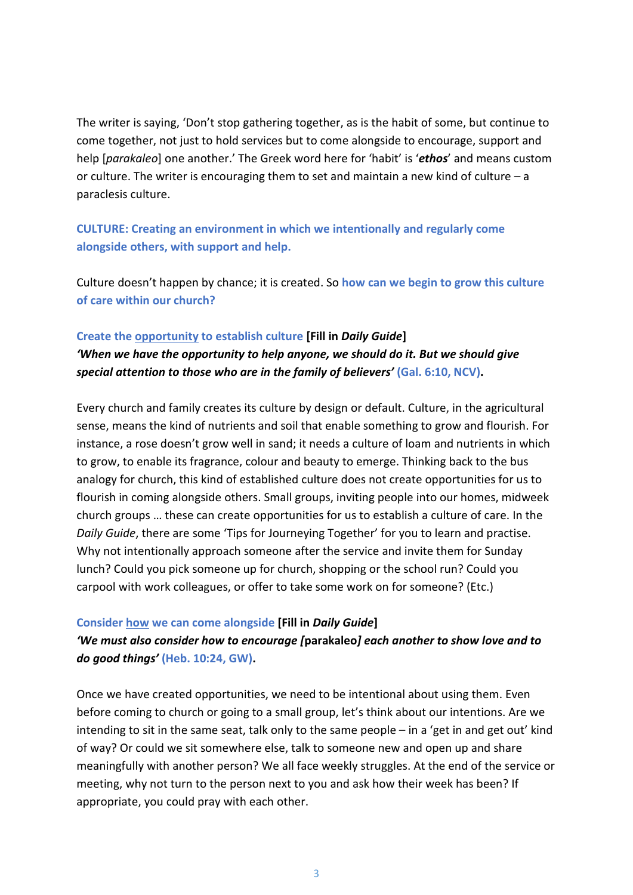The writer is saying, 'Don't stop gathering together, as is the habit of some, but continue to come together, not just to hold services but to come alongside to encourage, support and help [*parakaleo*] one another.' The Greek word here for 'habit' is '***ethos***' and means custom or culture. The writer is encouraging them to set and maintain a new kind of culture – a paraclesis culture.

**CULTURE: Creating an environment in which we intentionally and regularly come alongside others, with support and help.**

Culture doesn't happen by chance; it is created. So **how can we begin to grow this culture of care within our church?**

**Create the opportunity to establish culture [Fill in *Daily Guide*]**
***'When we have the opportunity to help anyone, we should do it. But we should give special attention to those who are in the family of believers'* (Gal. 6:10, NCV).**

Every church and family creates its culture by design or default. Culture, in the agricultural sense, means the kind of nutrients and soil that enable something to grow and flourish. For instance, a rose doesn't grow well in sand; it needs a culture of loam and nutrients in which to grow, to enable its fragrance, colour and beauty to emerge. Thinking back to the bus analogy for church, this kind of established culture does not create opportunities for us to flourish in coming alongside others. Small groups, inviting people into our homes, midweek church groups … these can create opportunities for us to establish a culture of care. In the *Daily Guide*, there are some 'Tips for Journeying Together' for you to learn and practise. Why not intentionally approach someone after the service and invite them for Sunday lunch? Could you pick someone up for church, shopping or the school run? Could you carpool with work colleagues, or offer to take some work on for someone? (Etc.)

**Consider how we can come alongside [Fill in *Daily Guide*]**
***'We must also consider how to encourage [*parakaleo*] each another to show love and to do good things'* (Heb. 10:24, GW).**

Once we have created opportunities, we need to be intentional about using them. Even before coming to church or going to a small group, let's think about our intentions. Are we intending to sit in the same seat, talk only to the same people – in a 'get in and get out' kind of way? Or could we sit somewhere else, talk to someone new and open up and share meaningfully with another person? We all face weekly struggles. At the end of the service or meeting, why not turn to the person next to you and ask how their week has been? If appropriate, you could pray with each other.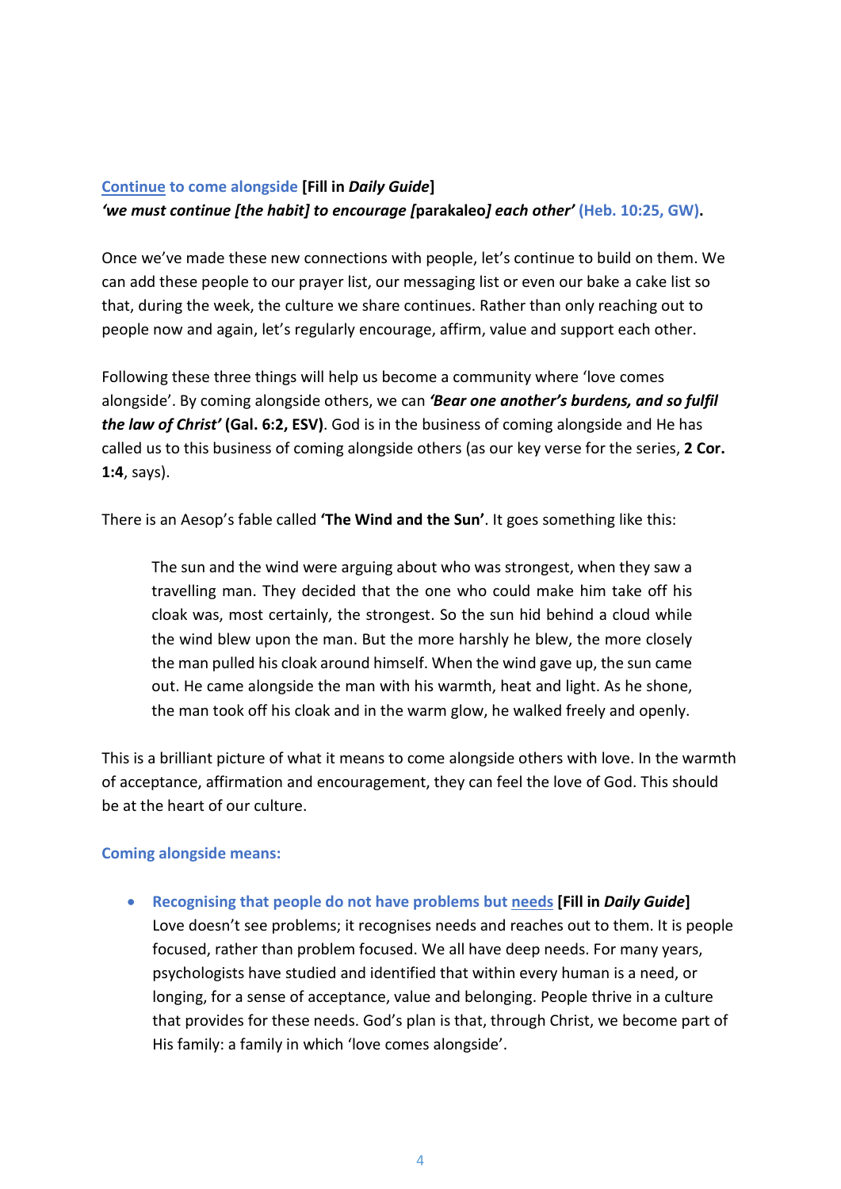<u>Continue</u> **to come alongside** **[Fill in *Daily Guide*]**
***'we must continue [the habit] to encourage [*****parakaleo*****] each other'* (Heb. 10:25, GW).**

Once we've made these new connections with people, let's continue to build on them. We can add these people to our prayer list, our messaging list or even our bake a cake list so that, during the week, the culture we share continues. Rather than only reaching out to people now and again, let's regularly encourage, affirm, value and support each other.

Following these three things will help us become a community where 'love comes alongside'. By coming alongside others, we can ***'Bear one another's burdens, and so fulfil the law of Christ'*** **(Gal. 6:2, ESV)**. God is in the business of coming alongside and He has called us to this business of coming alongside others (as our key verse for the series, **2 Cor. 1:4**, says).

There is an Aesop's fable called **'The Wind and the Sun'**. It goes something like this:

> The sun and the wind were arguing about who was strongest, when they saw a travelling man. They decided that the one who could make him take off his cloak was, most certainly, the strongest. So the sun hid behind a cloud while the wind blew upon the man. But the more harshly he blew, the more closely the man pulled his cloak around himself. When the wind gave up, the sun came out. He came alongside the man with his warmth, heat and light. As he shone, the man took off his cloak and in the warm glow, he walked freely and openly.

This is a brilliant picture of what it means to come alongside others with love. In the warmth of acceptance, affirmation and encouragement, they can feel the love of God. This should be at the heart of our culture.

**Coming alongside means:**

- **Recognising that people do not have problems but <u>needs</u>** **[Fill in *Daily Guide*]**
  Love doesn't see problems; it recognises needs and reaches out to them. It is people focused, rather than problem focused. We all have deep needs. For many years, psychologists have studied and identified that within every human is a need, or longing, for a sense of acceptance, value and belonging. People thrive in a culture that provides for these needs. God's plan is that, through Christ, we become part of His family: a family in which 'love comes alongside'.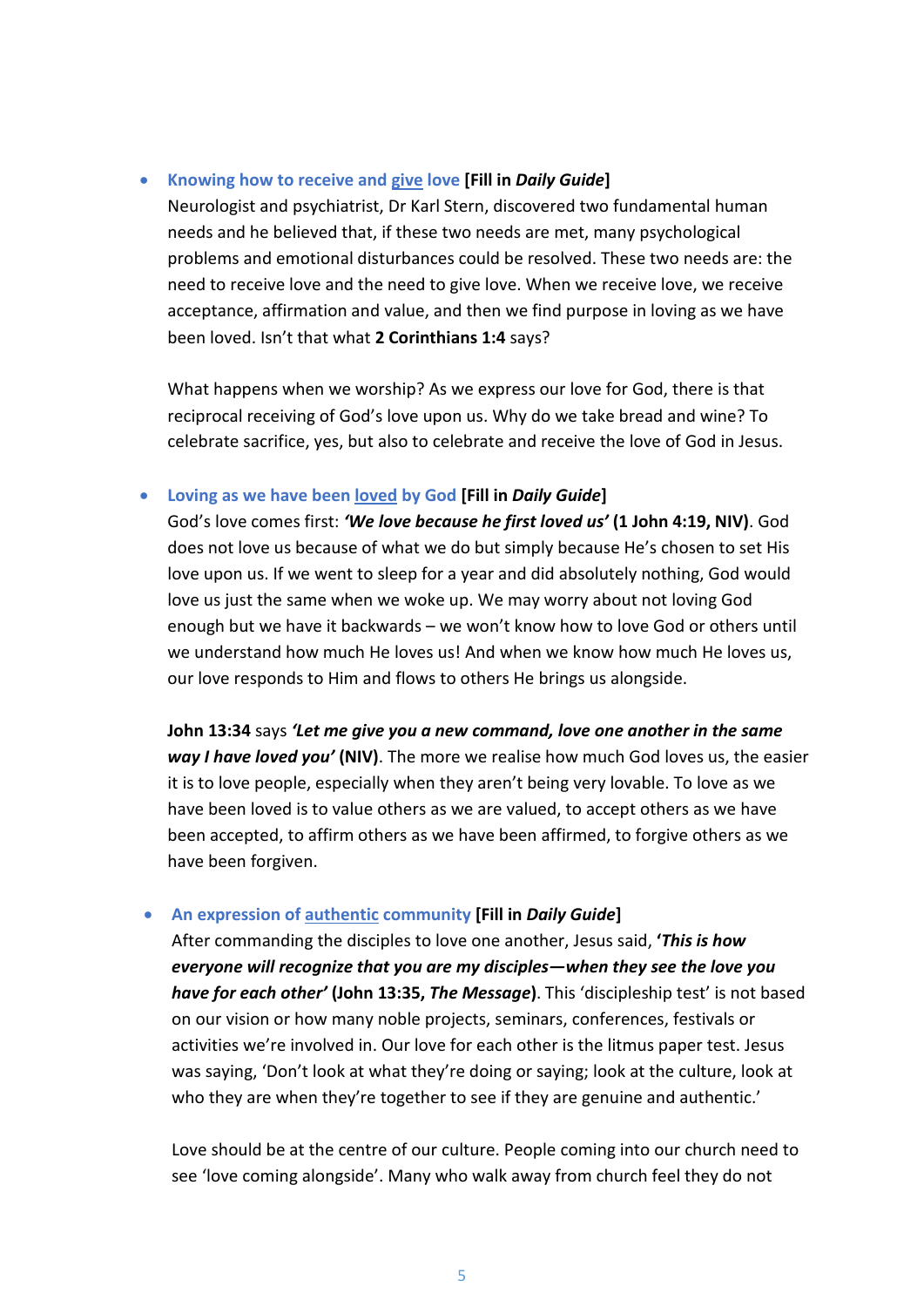- **Knowing how to receive and give love [Fill in *Daily Guide*]**
  Neurologist and psychiatrist, Dr Karl Stern, discovered two fundamental human needs and he believed that, if these two needs are met, many psychological problems and emotional disturbances could be resolved. These two needs are: the need to receive love and the need to give love. When we receive love, we receive acceptance, affirmation and value, and then we find purpose in loving as we have been loved. Isn't that what **2 Corinthians 1:4** says?

  What happens when we worship? As we express our love for God, there is that reciprocal receiving of God's love upon us. Why do we take bread and wine? To celebrate sacrifice, yes, but also to celebrate and receive the love of God in Jesus.

- **Loving as we have been loved by God [Fill in *Daily Guide*]**
  God's love comes first: ***'We love because he first loved us'* (1 John 4:19, NIV)**. God does not love us because of what we do but simply because He's chosen to set His love upon us. If we went to sleep for a year and did absolutely nothing, God would love us just the same when we woke up. We may worry about not loving God enough but we have it backwards – we won't know how to love God or others until we understand how much He loves us! And when we know how much He loves us, our love responds to Him and flows to others He brings us alongside.

  **John 13:34** says ***'Let me give you a new command, love one another in the same way I have loved you'* (NIV)**. The more we realise how much God loves us, the easier it is to love people, especially when they aren't being very lovable. To love as we have been loved is to value others as we are valued, to accept others as we have been accepted, to affirm others as we have been affirmed, to forgive others as we have been forgiven.

- **An expression of authentic community [Fill in *Daily Guide*]**
  After commanding the disciples to love one another, Jesus said, ***'This is how everyone will recognize that you are my disciples—when they see the love you have for each other'* (John 13:35, *The Message*)**. This 'discipleship test' is not based on our vision or how many noble projects, seminars, conferences, festivals or activities we're involved in. Our love for each other is the litmus paper test. Jesus was saying, 'Don't look at what they're doing or saying; look at the culture, look at who they are when they're together to see if they are genuine and authentic.'

  Love should be at the centre of our culture. People coming into our church need to see 'love coming alongside'. Many who walk away from church feel they do not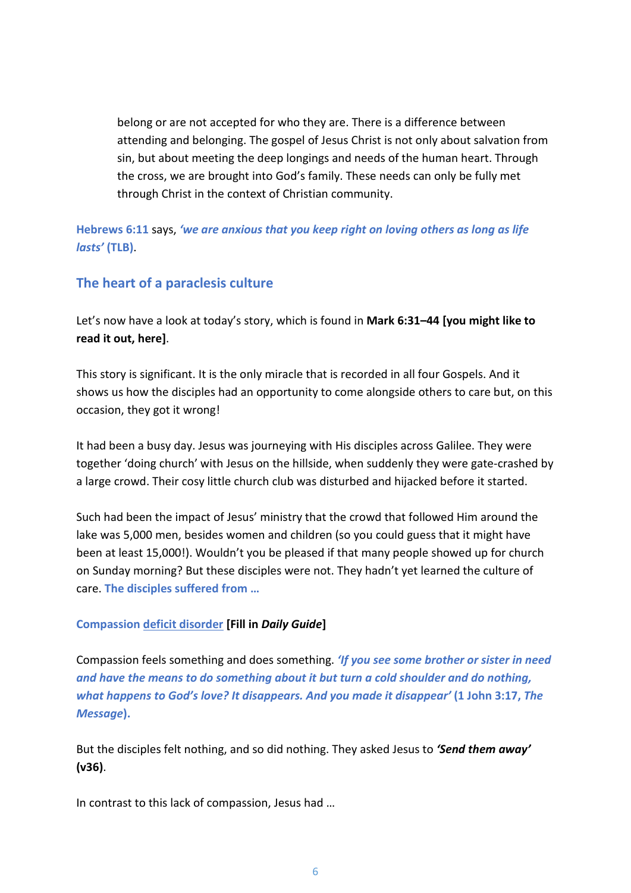belong or are not accepted for who they are. There is a difference between attending and belonging. The gospel of Jesus Christ is not only about salvation from sin, but about meeting the deep longings and needs of the human heart. Through the cross, we are brought into God's family. These needs can only be fully met through Christ in the context of Christian community.

**Hebrews 6:11** says, ***'we are anxious that you keep right on loving others as long as life lasts'* (TLB)**.

## The heart of a paraclesis culture

Let's now have a look at today's story, which is found in **Mark 6:31–44 [you might like to read it out, here]**.

This story is significant. It is the only miracle that is recorded in all four Gospels. And it shows us how the disciples had an opportunity to come alongside others to care but, on this occasion, they got it wrong!

It had been a busy day. Jesus was journeying with His disciples across Galilee. They were together 'doing church' with Jesus on the hillside, when suddenly they were gate-crashed by a large crowd. Their cosy little church club was disturbed and hijacked before it started.

Such had been the impact of Jesus' ministry that the crowd that followed Him around the lake was 5,000 men, besides women and children (so you could guess that it might have been at least 15,000!). Wouldn't you be pleased if that many people showed up for church on Sunday morning? But these disciples were not. They hadn't yet learned the culture of care. **The disciples suffered from …**

**Compassion <u>deficit disorder</u> [Fill in *Daily Guide*]**

Compassion feels something and does something. ***'If you see some brother or sister in need and have the means to do something about it but turn a cold shoulder and do nothing, what happens to God's love? It disappears. And you made it disappear'* (1 John 3:17, *The Message*).**

But the disciples felt nothing, and so did nothing. They asked Jesus to ***'Send them away'* (v36)**.

In contrast to this lack of compassion, Jesus had …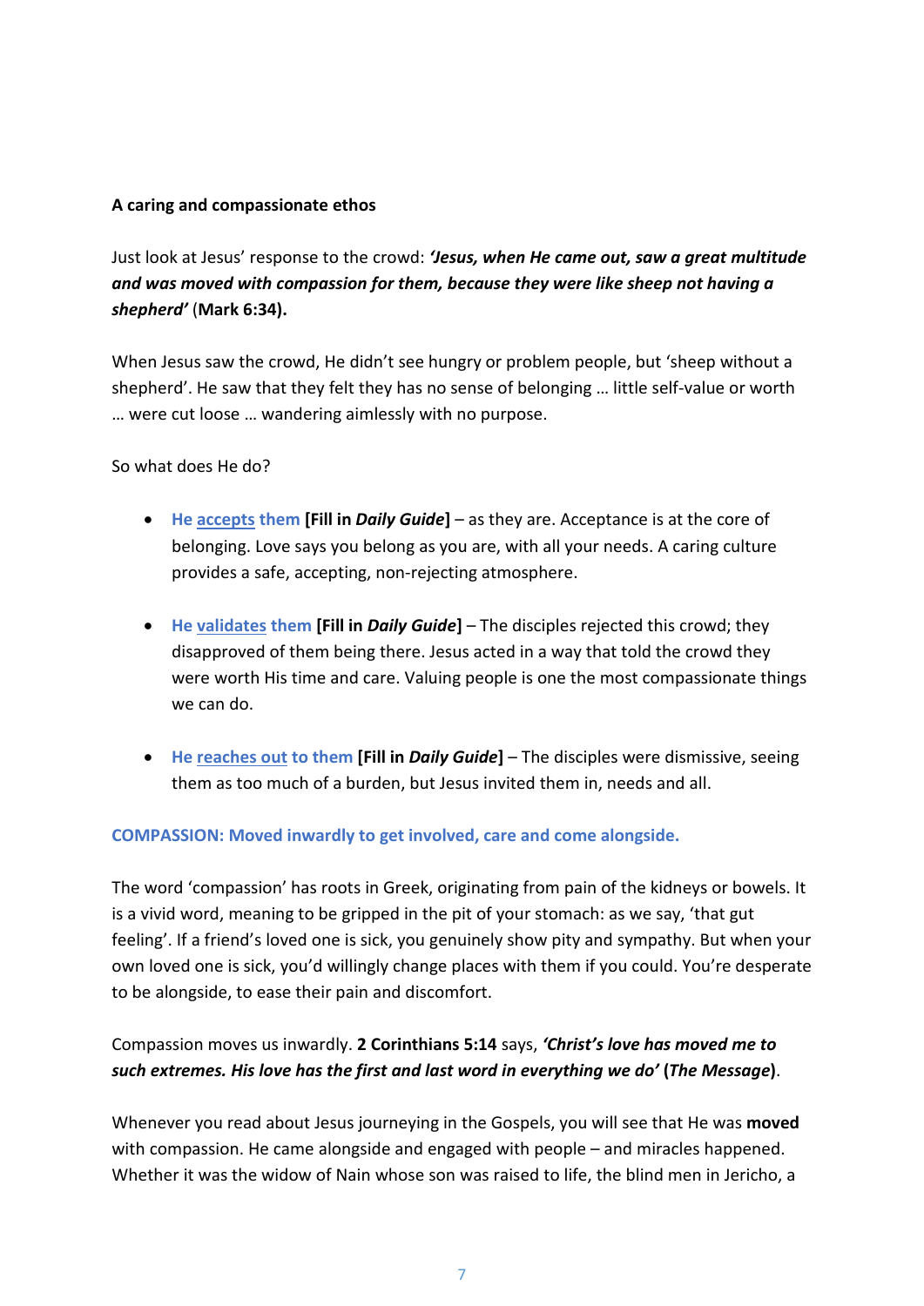**A caring and compassionate ethos**

Just look at Jesus' response to the crowd: ***'Jesus, when He came out, saw a great multitude and was moved with compassion for them, because they were like sheep not having a shepherd'*** **(Mark 6:34).**

When Jesus saw the crowd, He didn't see hungry or problem people, but 'sheep without a shepherd'. He saw that they felt they has no sense of belonging … little self-value or worth … were cut loose … wandering aimlessly with no purpose.

So what does He do?

- **He accepts them** **[Fill in *Daily Guide*]** – as they are. Acceptance is at the core of belonging. Love says you belong as you are, with all your needs. A caring culture provides a safe, accepting, non-rejecting atmosphere.

- **He validates them** **[Fill in *Daily Guide*]** – The disciples rejected this crowd; they disapproved of them being there. Jesus acted in a way that told the crowd they were worth His time and care. Valuing people is one the most compassionate things we can do.

- **He reaches out to them** **[Fill in *Daily Guide*]** – The disciples were dismissive, seeing them as too much of a burden, but Jesus invited them in, needs and all.

**COMPASSION: Moved inwardly to get involved, care and come alongside.**

The word 'compassion' has roots in Greek, originating from pain of the kidneys or bowels. It is a vivid word, meaning to be gripped in the pit of your stomach: as we say, 'that gut feeling'. If a friend's loved one is sick, you genuinely show pity and sympathy. But when your own loved one is sick, you'd willingly change places with them if you could. You're desperate to be alongside, to ease their pain and discomfort.

Compassion moves us inwardly. **2 Corinthians 5:14** says, ***'Christ's love has moved me to such extremes. His love has the first and last word in everything we do'*** **(*The Message*)**.

Whenever you read about Jesus journeying in the Gospels, you will see that He was **moved** with compassion. He came alongside and engaged with people – and miracles happened. Whether it was the widow of Nain whose son was raised to life, the blind men in Jericho, a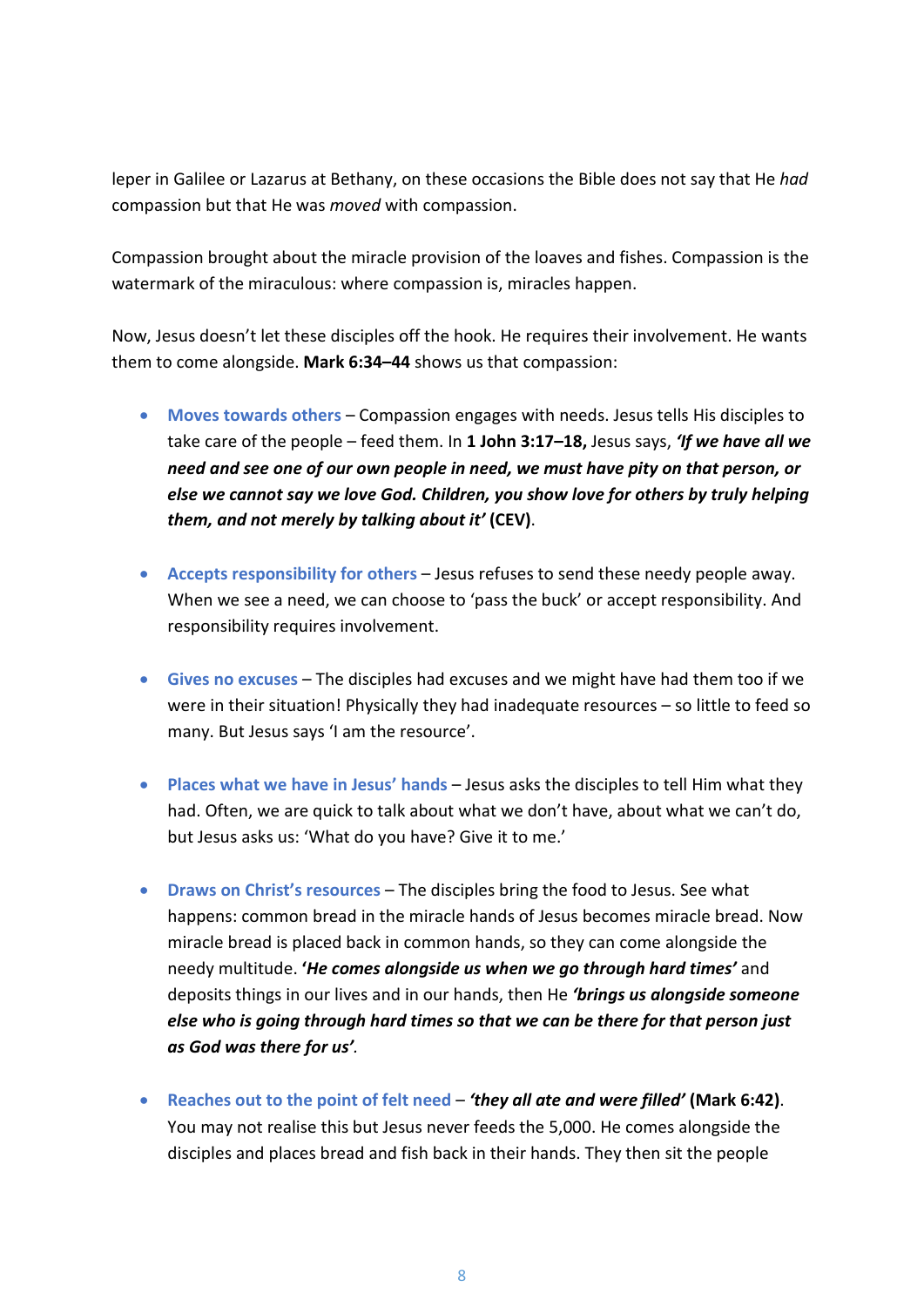leper in Galilee or Lazarus at Bethany, on these occasions the Bible does not say that He *had* compassion but that He was *moved* with compassion.

Compassion brought about the miracle provision of the loaves and fishes. Compassion is the watermark of the miraculous: where compassion is, miracles happen.

Now, Jesus doesn't let these disciples off the hook. He requires their involvement. He wants them to come alongside. **Mark 6:34–44** shows us that compassion:

- **Moves towards others** – Compassion engages with needs. Jesus tells His disciples to take care of the people – feed them. In **1 John 3:17–18,** Jesus says, ***'If we have all we need and see one of our own people in need, we must have pity on that person, or else we cannot say we love God. Children, you show love for others by truly helping them, and not merely by talking about it'*** **(CEV)**.

- **Accepts responsibility for others** – Jesus refuses to send these needy people away. When we see a need, we can choose to 'pass the buck' or accept responsibility. And responsibility requires involvement.

- **Gives no excuses** – The disciples had excuses and we might have had them too if we were in their situation! Physically they had inadequate resources – so little to feed so many. But Jesus says 'I am the resource'.

- **Places what we have in Jesus' hands** – Jesus asks the disciples to tell Him what they had. Often, we are quick to talk about what we don't have, about what we can't do, but Jesus asks us: 'What do you have? Give it to me.'

- **Draws on Christ's resources** – The disciples bring the food to Jesus. See what happens: common bread in the miracle hands of Jesus becomes miracle bread. Now miracle bread is placed back in common hands, so they can come alongside the needy multitude. ***'He comes alongside us when we go through hard times'*** and deposits things in our lives and in our hands, then He ***'brings us alongside someone else who is going through hard times so that we can be there for that person just as God was there for us'***.

- **Reaches out to the point of felt need** – ***'they all ate and were filled'*** **(Mark 6:42)**. You may not realise this but Jesus never feeds the 5,000. He comes alongside the disciples and places bread and fish back in their hands. They then sit the people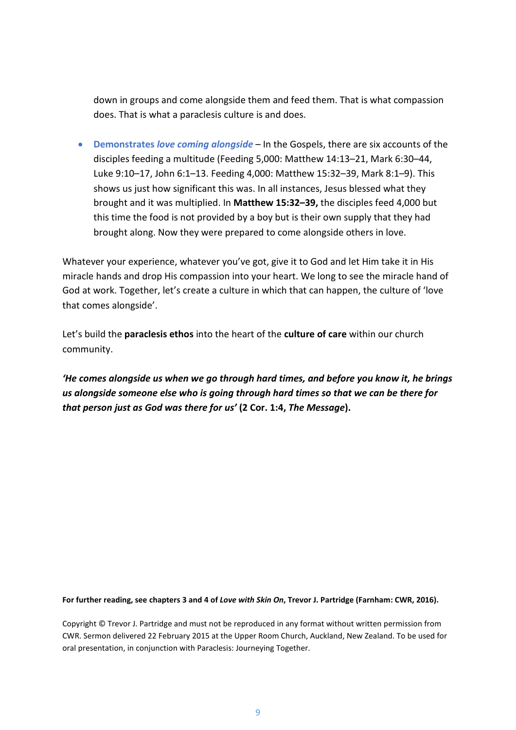down in groups and come alongside them and feed them. That is what compassion does. That is what a paraclesis culture is and does.

- **Demonstrates *love coming alongside*** – In the Gospels, there are six accounts of the disciples feeding a multitude (Feeding 5,000: Matthew 14:13–21, Mark 6:30–44, Luke 9:10–17, John 6:1–13. Feeding 4,000: Matthew 15:32–39, Mark 8:1–9). This shows us just how significant this was. In all instances, Jesus blessed what they brought and it was multiplied. In **Matthew 15:32–39,** the disciples feed 4,000 but this time the food is not provided by a boy but is their own supply that they had brought along. Now they were prepared to come alongside others in love.

Whatever your experience, whatever you've got, give it to God and let Him take it in His miracle hands and drop His compassion into your heart. We long to see the miracle hand of God at work. Together, let's create a culture in which that can happen, the culture of 'love that comes alongside'.

Let's build the **paraclesis ethos** into the heart of the **culture of care** within our church community.

***'He comes alongside us when we go through hard times, and before you know it, he brings us alongside someone else who is going through hard times so that we can be there for that person just as God was there for us'* (2 Cor. 1:4, *The Message*).**

**For further reading, see chapters 3 and 4 of *Love with Skin On*, Trevor J. Partridge (Farnham: CWR, 2016).**

Copyright © Trevor J. Partridge and must not be reproduced in any format without written permission from CWR. Sermon delivered 22 February 2015 at the Upper Room Church, Auckland, New Zealand. To be used for oral presentation, in conjunction with Paraclesis: Journeying Together.